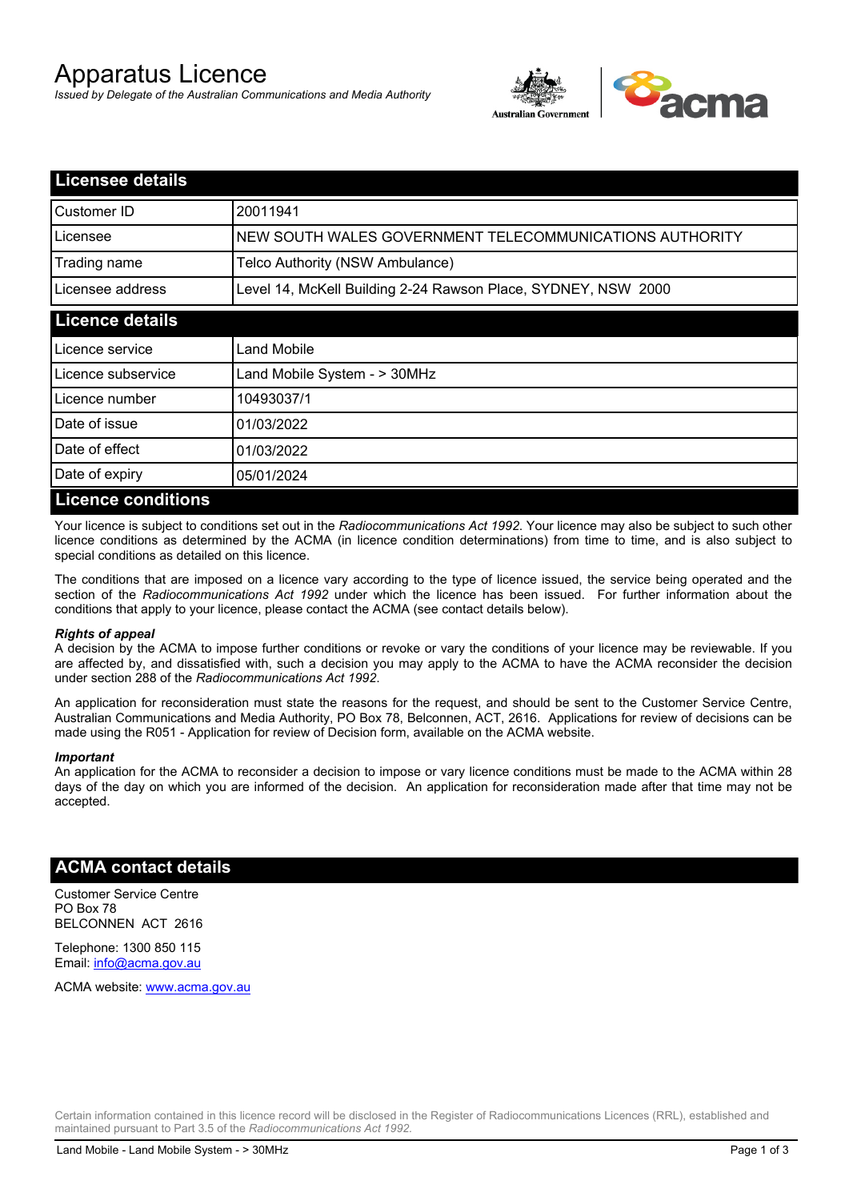# Apparatus Licence

*Issued by Delegate of the Australian Communications and Media Authority*

## Licensee details

| | |
|---|---|
| Customer ID | 20011941 |
| Licensee | NEW SOUTH WALES GOVERNMENT TELECOMMUNICATIONS AUTHORITY |
| Trading name | Telco Authority (NSW Ambulance) |
| Licensee address | Level 14, McKell Building 2-24 Rawson Place, SYDNEY, NSW 2000 |

## Licence details

| | |
|---|---|
| Licence service | Land Mobile |
| Licence subservice | Land Mobile System - > 30MHz |
| Licence number | 10493037/1 |
| Date of issue | 01/03/2022 |
| Date of effect | 01/03/2022 |
| Date of expiry | 05/01/2024 |

## Licence conditions

Your licence is subject to conditions set out in the *Radiocommunications Act 1992*. Your licence may also be subject to such other licence conditions as determined by the ACMA (in licence condition determinations) from time to time, and is also subject to special conditions as detailed on this licence.

The conditions that are imposed on a licence vary according to the type of licence issued, the service being operated and the section of the *Radiocommunications Act 1992* under which the licence has been issued. For further information about the conditions that apply to your licence, please contact the ACMA (see contact details below).

***Rights of appeal***

A decision by the ACMA to impose further conditions or revoke or vary the conditions of your licence may be reviewable. If you are affected by, and dissatisfied with, such a decision you may apply to the ACMA to have the ACMA reconsider the decision under section 288 of the *Radiocommunications Act 1992*.

An application for reconsideration must state the reasons for the request, and should be sent to the Customer Service Centre, Australian Communications and Media Authority, PO Box 78, Belconnen, ACT, 2616. Applications for review of decisions can be made using the R051 - Application for review of Decision form, available on the ACMA website.

***Important***

An application for the ACMA to reconsider a decision to impose or vary licence conditions must be made to the ACMA within 28 days of the day on which you are informed of the decision. An application for reconsideration made after that time may not be accepted.

## ACMA contact details

Customer Service Centre
PO Box 78
BELCONNEN ACT 2616

Telephone: 1300 850 115
Email: info@acma.gov.au

ACMA website: www.acma.gov.au

Certain information contained in this licence record will be disclosed in the Register of Radiocommunications Licences (RRL), established and maintained pursuant to Part 3.5 of the *Radiocommunications Act 1992.*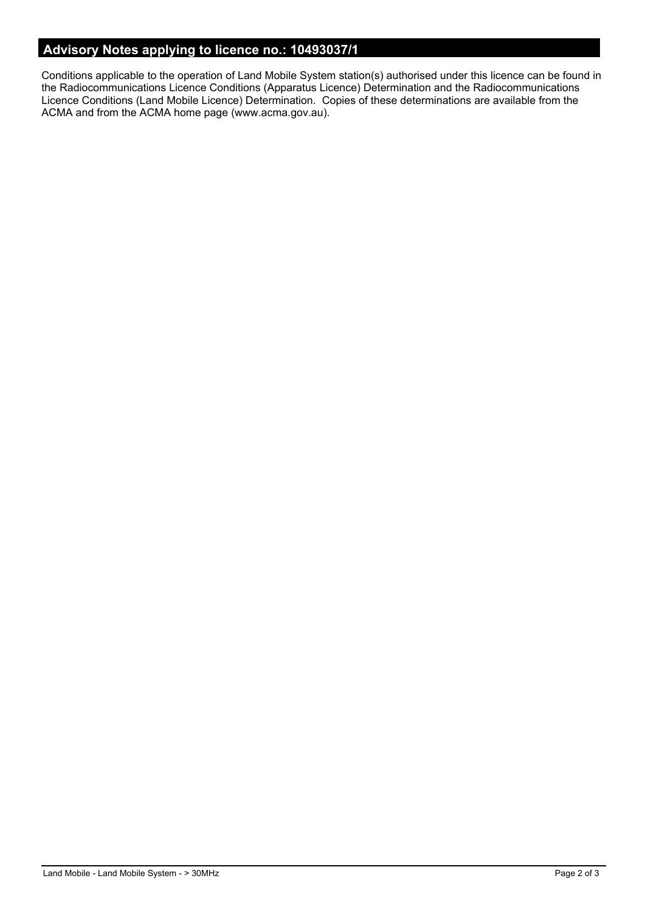## Advisory Notes applying to licence no.: 10493037/1

Conditions applicable to the operation of Land Mobile System station(s) authorised under this licence can be found in the Radiocommunications Licence Conditions (Apparatus Licence) Determination and the Radiocommunications Licence Conditions (Land Mobile Licence) Determination. Copies of these determinations are available from the ACMA and from the ACMA home page (www.acma.gov.au).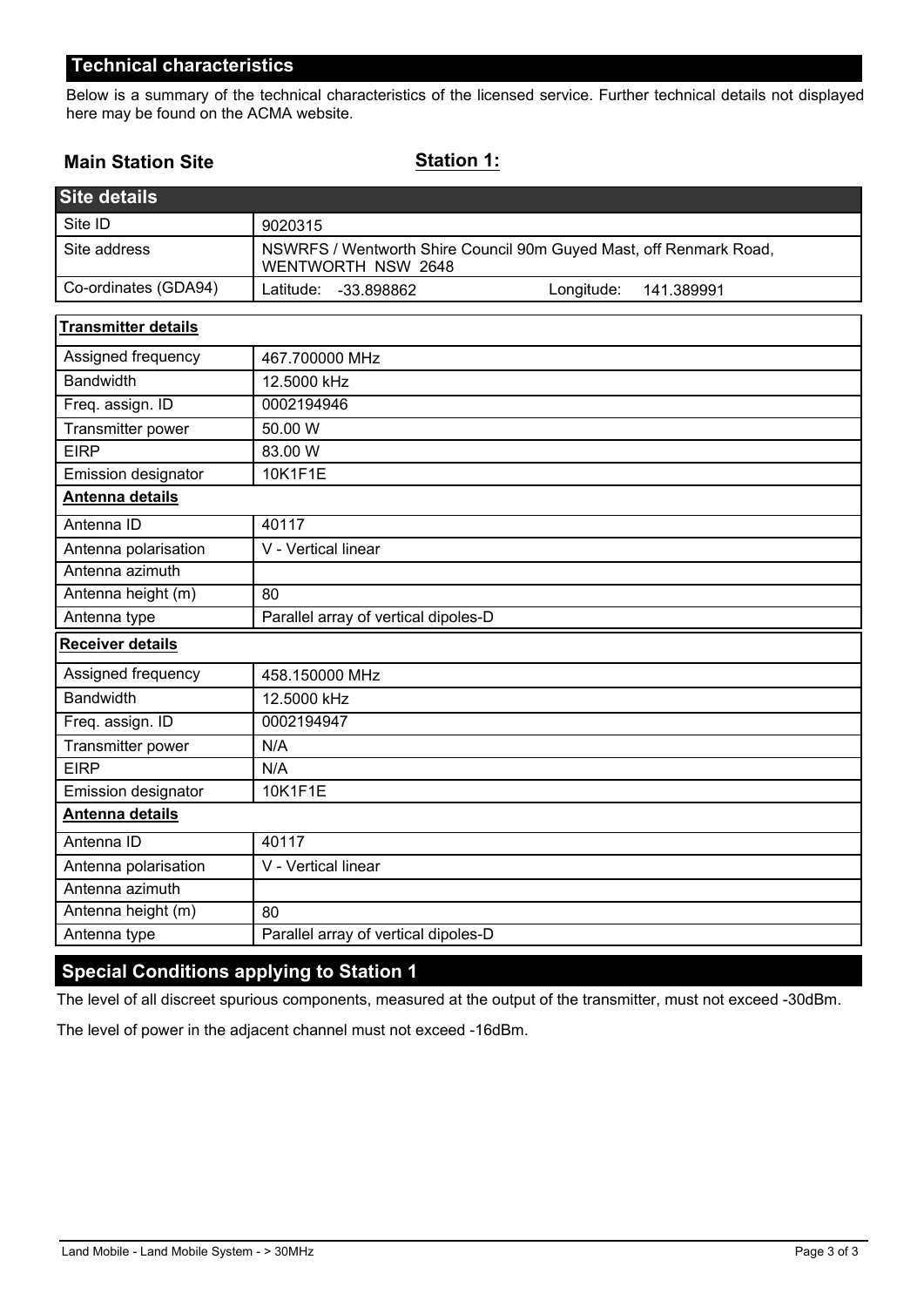## Technical characteristics

Below is a summary of the technical characteristics of the licensed service. Further technical details not displayed here may be found on the ACMA website.

**Main Station Site** **Station 1:**

| Site details | |
|---|---|
| Site ID | 9020315 |
| Site address | NSWRFS / Wentworth Shire Council 90m Guyed Mast, off Renmark Road, WENTWORTH NSW 2648 |
| Co-ordinates (GDA94) | Latitude: -33.898862 Longitude: 141.389991 |

| Transmitter details | |
|---|---|
| Assigned frequency | 467.700000 MHz |
| Bandwidth | 12.5000 kHz |
| Freq. assign. ID | 0002194946 |
| Transmitter power | 50.00 W |
| EIRP | 83.00 W |
| Emission designator | 10K1F1E |
| **Antenna details** | |
| Antenna ID | 40117 |
| Antenna polarisation | V - Vertical linear |
| Antenna azimuth | |
| Antenna height (m) | 80 |
| Antenna type | Parallel array of vertical dipoles-D |

| Receiver details | |
|---|---|
| Assigned frequency | 458.150000 MHz |
| Bandwidth | 12.5000 kHz |
| Freq. assign. ID | 0002194947 |
| Transmitter power | N/A |
| EIRP | N/A |
| Emission designator | 10K1F1E |
| **Antenna details** | |
| Antenna ID | 40117 |
| Antenna polarisation | V - Vertical linear |
| Antenna azimuth | |
| Antenna height (m) | 80 |
| Antenna type | Parallel array of vertical dipoles-D |

## Special Conditions applying to Station 1

The level of all discreet spurious components, measured at the output of the transmitter, must not exceed -30dBm.

The level of power in the adjacent channel must not exceed -16dBm.